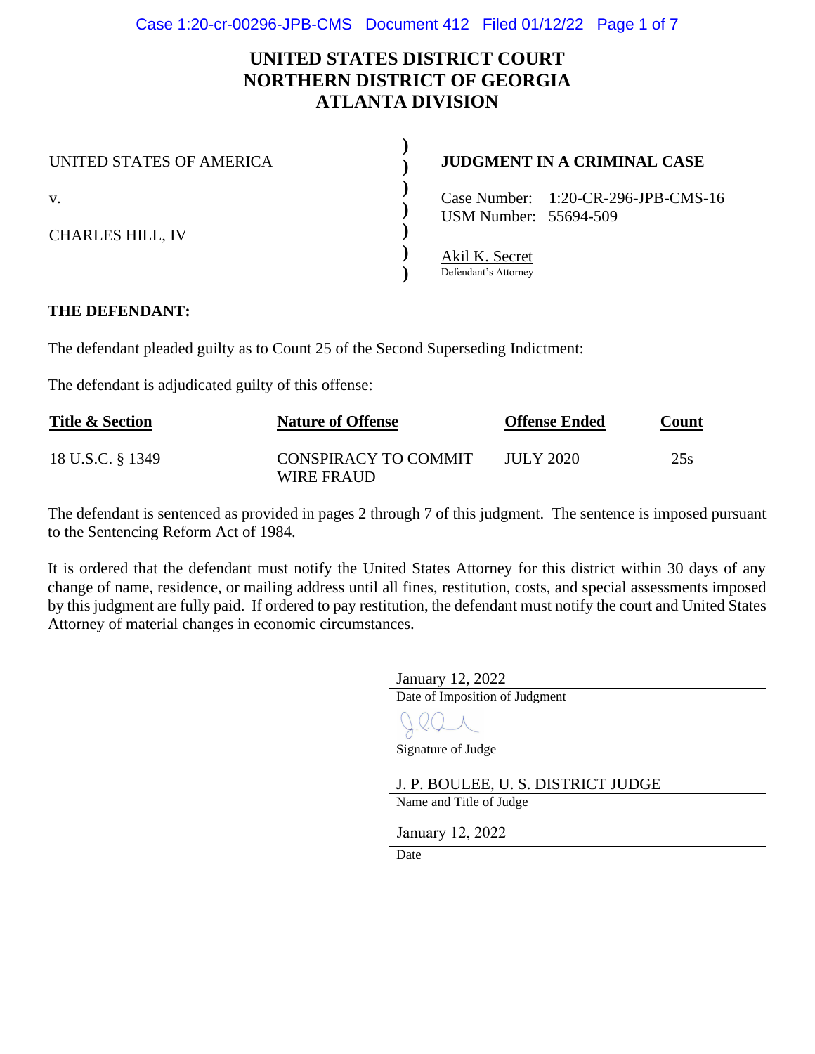# UNITED STATES DISTRICT COURT
# NORTHERN DISTRICT OF GEORGIA
# ATLANTA DIVISION

UNITED STATES OF AMERICA

v.

CHARLES HILL, IV

**JUDGMENT IN A CRIMINAL CASE**

Case Number: 1:20-CR-296-JPB-CMS-16
USM Number: 55694-509

Akil K. Secret
Defendant's Attorney

**THE DEFENDANT:**

The defendant pleaded guilty as to Count 25 of the Second Superseding Indictment:

The defendant is adjudicated guilty of this offense:

| Title & Section | Nature of Offense | Offense Ended | Count |
|---|---|---|---|
| 18 U.S.C. § 1349 | CONSPIRACY TO COMMIT WIRE FRAUD | JULY 2020 | 25s |

The defendant is sentenced as provided in pages 2 through 7 of this judgment. The sentence is imposed pursuant to the Sentencing Reform Act of 1984.

It is ordered that the defendant must notify the United States Attorney for this district within 30 days of any change of name, residence, or mailing address until all fines, restitution, costs, and special assessments imposed by this judgment are fully paid. If ordered to pay restitution, the defendant must notify the court and United States Attorney of material changes in economic circumstances.

January 12, 2022
Date of Imposition of Judgment

Signature of Judge

J. P. BOULEE, U. S. DISTRICT JUDGE
Name and Title of Judge

January 12, 2022
Date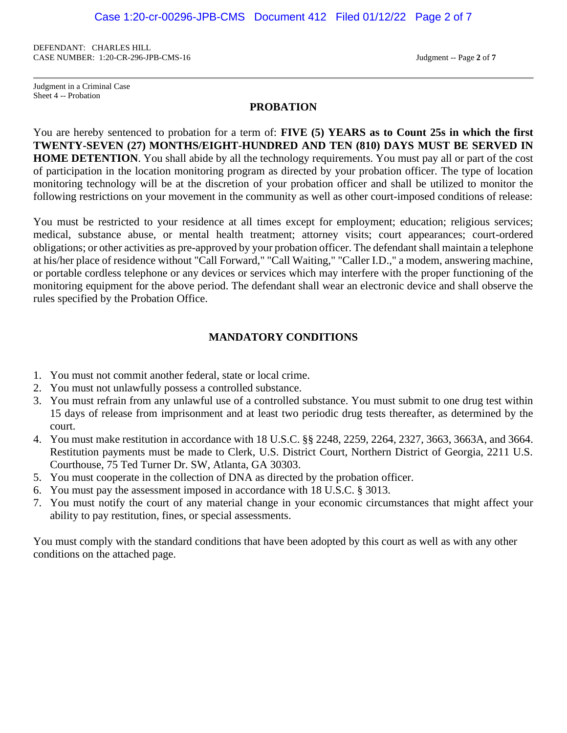DEFENDANT: CHARLES HILL
CASE NUMBER: 1:20-CR-296-JPB-CMS-16

Judgment in a Criminal Case
Sheet 4 -- Probation

## PROBATION

You are hereby sentenced to probation for a term of: **FIVE (5) YEARS as to Count 25s in which the first TWENTY-SEVEN (27) MONTHS/EIGHT-HUNDRED AND TEN (810) DAYS MUST BE SERVED IN HOME DETENTION**. You shall abide by all the technology requirements. You must pay all or part of the cost of participation in the location monitoring program as directed by your probation officer. The type of location monitoring technology will be at the discretion of your probation officer and shall be utilized to monitor the following restrictions on your movement in the community as well as other court-imposed conditions of release:

You must be restricted to your residence at all times except for employment; education; religious services; medical, substance abuse, or mental health treatment; attorney visits; court appearances; court-ordered obligations; or other activities as pre-approved by your probation officer. The defendant shall maintain a telephone at his/her place of residence without "Call Forward," "Call Waiting," "Caller I.D.," a modem, answering machine, or portable cordless telephone or any devices or services which may interfere with the proper functioning of the monitoring equipment for the above period. The defendant shall wear an electronic device and shall observe the rules specified by the Probation Office.

## MANDATORY CONDITIONS

1. You must not commit another federal, state or local crime.
2. You must not unlawfully possess a controlled substance.
3. You must refrain from any unlawful use of a controlled substance. You must submit to one drug test within 15 days of release from imprisonment and at least two periodic drug tests thereafter, as determined by the court.
4. You must make restitution in accordance with 18 U.S.C. §§ 2248, 2259, 2264, 2327, 3663, 3663A, and 3664. Restitution payments must be made to Clerk, U.S. District Court, Northern District of Georgia, 2211 U.S. Courthouse, 75 Ted Turner Dr. SW, Atlanta, GA 30303.
5. You must cooperate in the collection of DNA as directed by the probation officer.
6. You must pay the assessment imposed in accordance with 18 U.S.C. § 3013.
7. You must notify the court of any material change in your economic circumstances that might affect your ability to pay restitution, fines, or special assessments.

You must comply with the standard conditions that have been adopted by this court as well as with any other conditions on the attached page.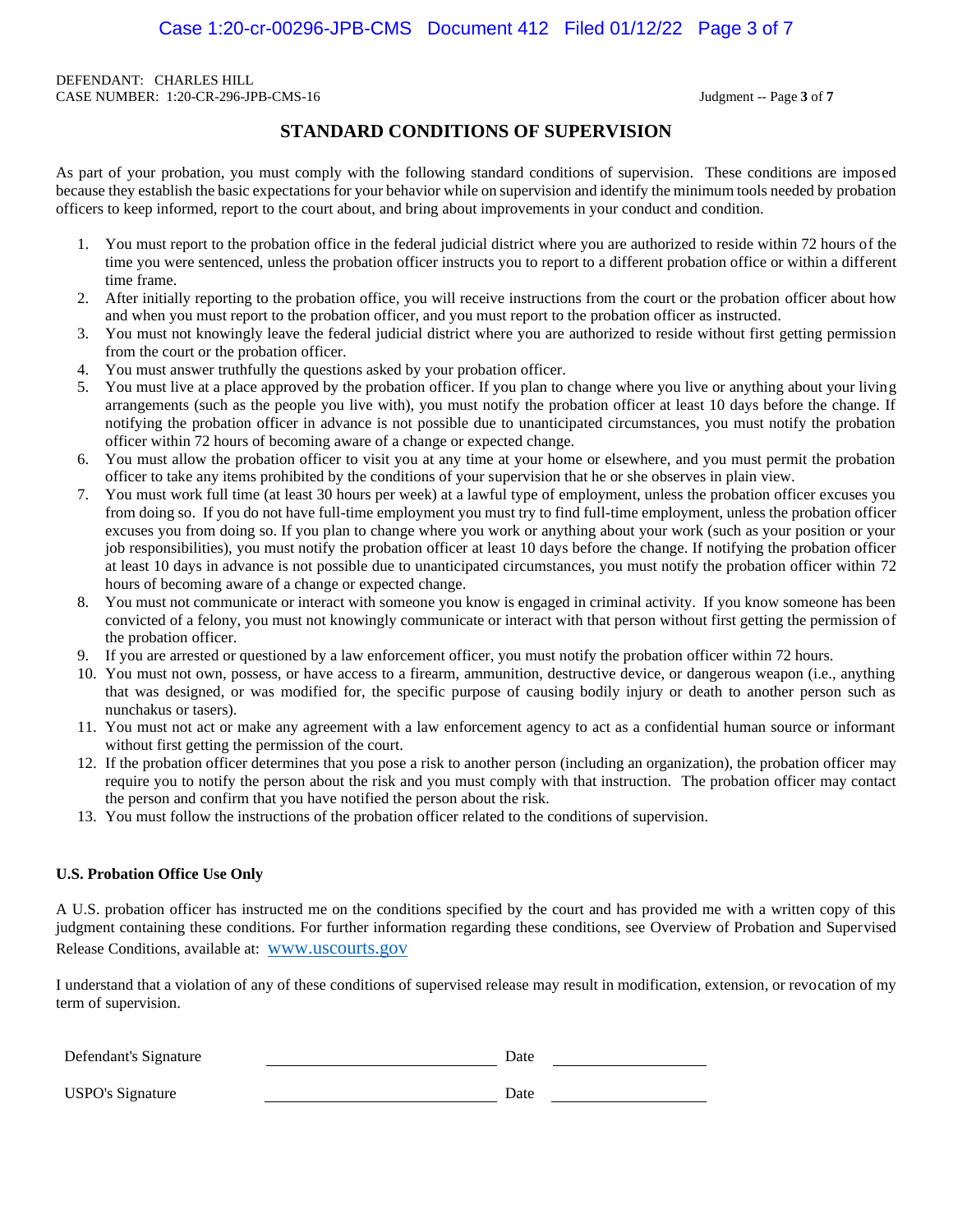DEFENDANT: CHARLES HILL
CASE NUMBER: 1:20-CR-296-JPB-CMS-16

## STANDARD CONDITIONS OF SUPERVISION

As part of your probation, you must comply with the following standard conditions of supervision. These conditions are imposed because they establish the basic expectations for your behavior while on supervision and identify the minimum tools needed by probation officers to keep informed, report to the court about, and bring about improvements in your conduct and condition.

1. You must report to the probation office in the federal judicial district where you are authorized to reside within 72 hours of the time you were sentenced, unless the probation officer instructs you to report to a different probation office or within a different time frame.
2. After initially reporting to the probation office, you will receive instructions from the court or the probation officer about how and when you must report to the probation officer, and you must report to the probation officer as instructed.
3. You must not knowingly leave the federal judicial district where you are authorized to reside without first getting permission from the court or the probation officer.
4. You must answer truthfully the questions asked by your probation officer.
5. You must live at a place approved by the probation officer. If you plan to change where you live or anything about your living arrangements (such as the people you live with), you must notify the probation officer at least 10 days before the change. If notifying the probation officer in advance is not possible due to unanticipated circumstances, you must notify the probation officer within 72 hours of becoming aware of a change or expected change.
6. You must allow the probation officer to visit you at any time at your home or elsewhere, and you must permit the probation officer to take any items prohibited by the conditions of your supervision that he or she observes in plain view.
7. You must work full time (at least 30 hours per week) at a lawful type of employment, unless the probation officer excuses you from doing so. If you do not have full-time employment you must try to find full-time employment, unless the probation officer excuses you from doing so. If you plan to change where you work or anything about your work (such as your position or your job responsibilities), you must notify the probation officer at least 10 days before the change. If notifying the probation officer at least 10 days in advance is not possible due to unanticipated circumstances, you must notify the probation officer within 72 hours of becoming aware of a change or expected change.
8. You must not communicate or interact with someone you know is engaged in criminal activity. If you know someone has been convicted of a felony, you must not knowingly communicate or interact with that person without first getting the permission of the probation officer.
9. If you are arrested or questioned by a law enforcement officer, you must notify the probation officer within 72 hours.
10. You must not own, possess, or have access to a firearm, ammunition, destructive device, or dangerous weapon (i.e., anything that was designed, or was modified for, the specific purpose of causing bodily injury or death to another person such as nunchakus or tasers).
11. You must not act or make any agreement with a law enforcement agency to act as a confidential human source or informant without first getting the permission of the court.
12. If the probation officer determines that you pose a risk to another person (including an organization), the probation officer may require you to notify the person about the risk and you must comply with that instruction. The probation officer may contact the person and confirm that you have notified the person about the risk.
13. You must follow the instructions of the probation officer related to the conditions of supervision.

**U.S. Probation Office Use Only**

A U.S. probation officer has instructed me on the conditions specified by the court and has provided me with a written copy of this judgment containing these conditions. For further information regarding these conditions, see Overview of Probation and Supervised Release Conditions, available at: www.uscourts.gov

I understand that a violation of any of these conditions of supervised release may result in modification, extension, or revocation of my term of supervision.

Defendant's Signature \_\_\_\_\_\_\_\_\_\_\_\_\_\_\_\_\_\_\_\_ Date \_\_\_\_\_\_\_\_\_\_\_\_\_\_

USPO's Signature \_\_\_\_\_\_\_\_\_\_\_\_\_\_\_\_\_\_\_\_ Date \_\_\_\_\_\_\_\_\_\_\_\_\_\_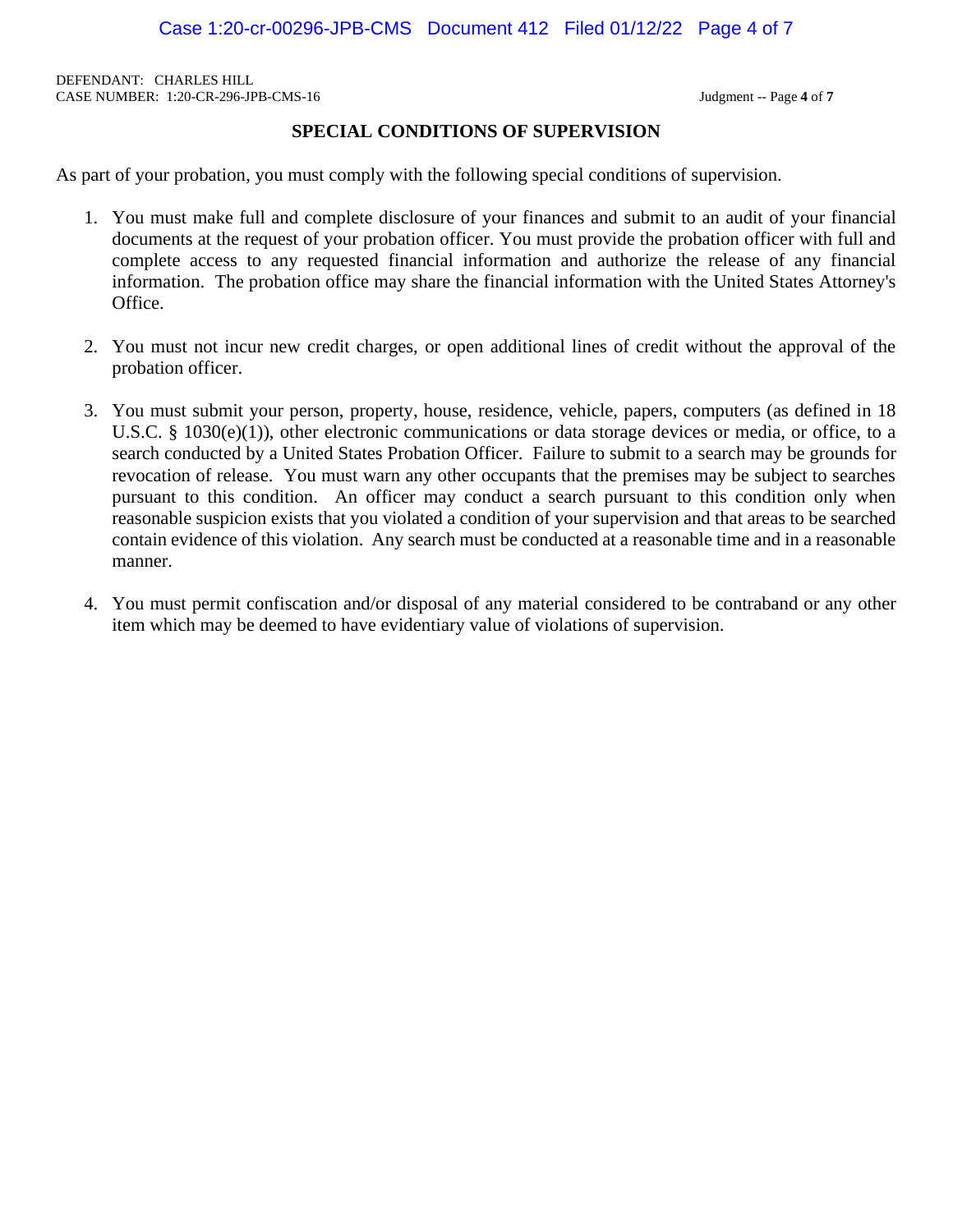DEFENDANT: CHARLES HILL
CASE NUMBER: 1:20-CR-296-JPB-CMS-16

## SPECIAL CONDITIONS OF SUPERVISION

As part of your probation, you must comply with the following special conditions of supervision.

1. You must make full and complete disclosure of your finances and submit to an audit of your financial documents at the request of your probation officer. You must provide the probation officer with full and complete access to any requested financial information and authorize the release of any financial information. The probation office may share the financial information with the United States Attorney's Office.

2. You must not incur new credit charges, or open additional lines of credit without the approval of the probation officer.

3. You must submit your person, property, house, residence, vehicle, papers, computers (as defined in 18 U.S.C. § 1030(e)(1)), other electronic communications or data storage devices or media, or office, to a search conducted by a United States Probation Officer. Failure to submit to a search may be grounds for revocation of release. You must warn any other occupants that the premises may be subject to searches pursuant to this condition. An officer may conduct a search pursuant to this condition only when reasonable suspicion exists that you violated a condition of your supervision and that areas to be searched contain evidence of this violation. Any search must be conducted at a reasonable time and in a reasonable manner.

4. You must permit confiscation and/or disposal of any material considered to be contraband or any other item which may be deemed to have evidentiary value of violations of supervision.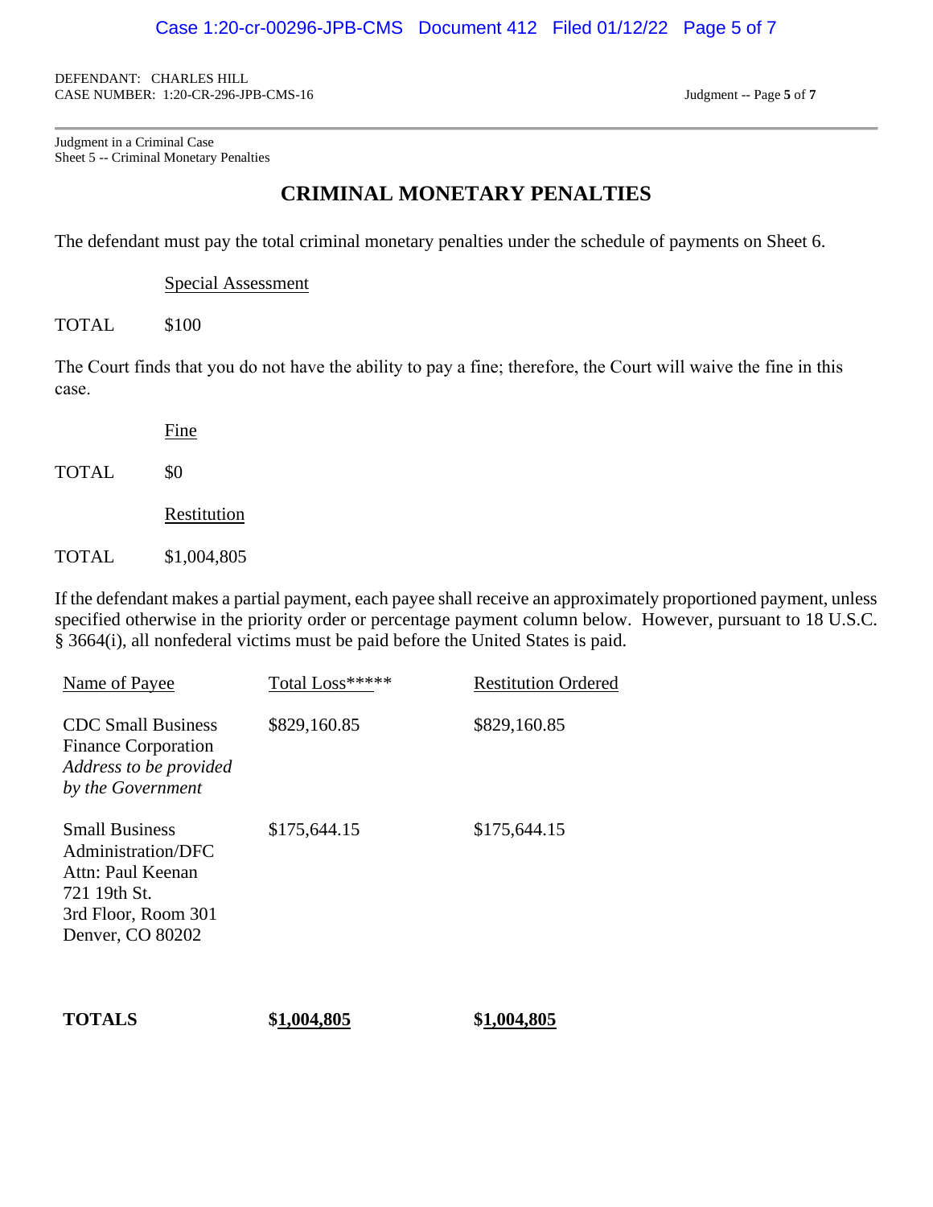DEFENDANT: CHARLES HILL
CASE NUMBER: 1:20-CR-296-JPB-CMS-16

Judgment in a Criminal Case
Sheet 5 -- Criminal Monetary Penalties

## CRIMINAL MONETARY PENALTIES

The defendant must pay the total criminal monetary penalties under the schedule of payments on Sheet 6.

| | Special Assessment |
|---|---|
| TOTAL | $100 |

The Court finds that you do not have the ability to pay a fine; therefore, the Court will waive the fine in this case.

| | Fine |
|---|---|
| TOTAL | $0 |

| | Restitution |
|---|---|
| TOTAL | $1,004,805 |

If the defendant makes a partial payment, each payee shall receive an approximately proportioned payment, unless specified otherwise in the priority order or percentage payment column below. However, pursuant to 18 U.S.C. § 3664(i), all nonfederal victims must be paid before the United States is paid.

| Name of Payee | Total Loss***** | Restitution Ordered |
|---|---|---|
| CDC Small Business Finance Corporation *Address to be provided by the Government* | $829,160.85 | $829,160.85 |
| Small Business Administration/DFC Attn: Paul Keenan 721 19th St. 3rd Floor, Room 301 Denver, CO 80202 | $175,644.15 | $175,644.15 |
| **TOTALS** | **$1,004,805** | **$1,004,805** |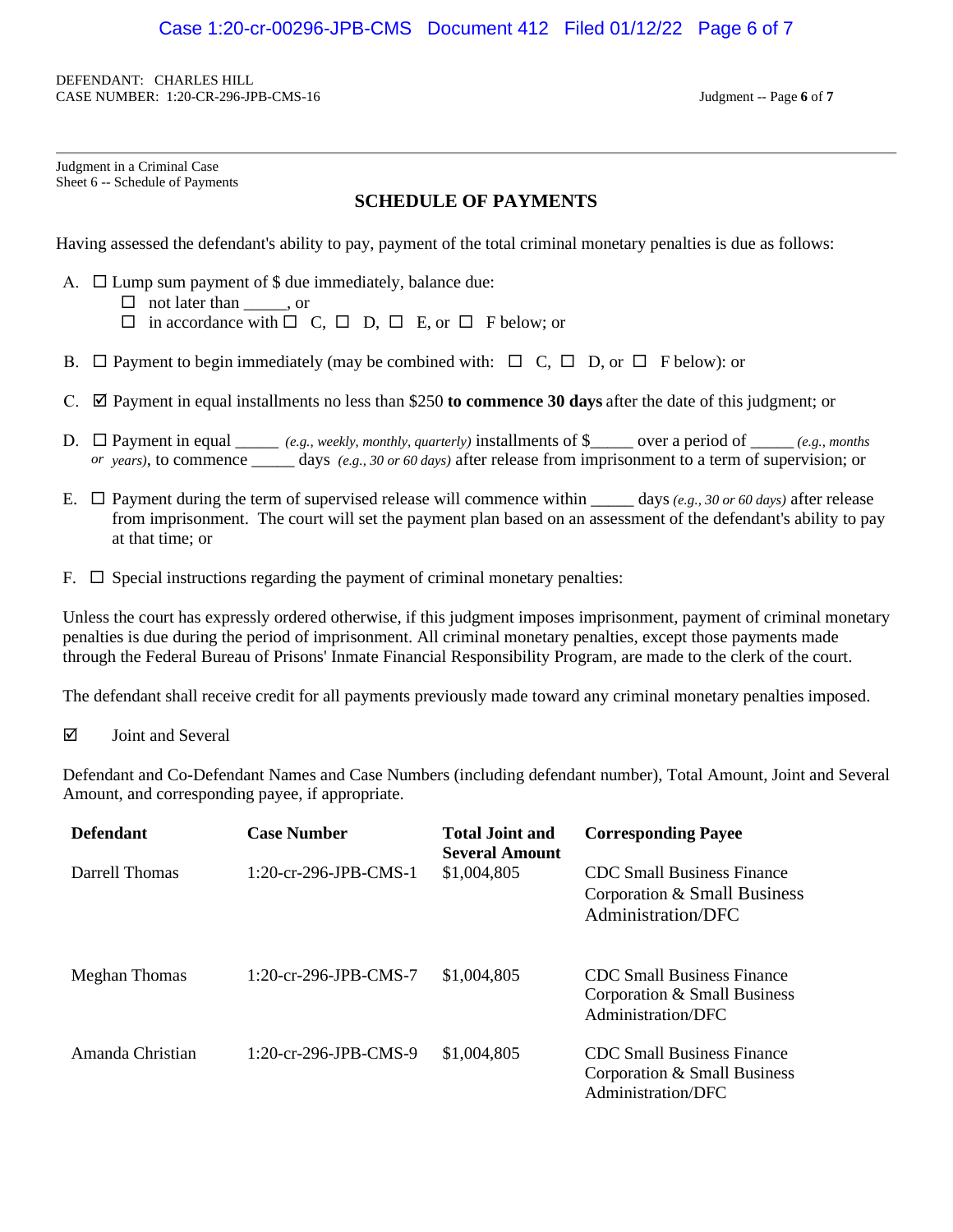DEFENDANT: CHARLES HILL
CASE NUMBER: 1:20-CR-296-JPB-CMS-16

Judgment in a Criminal Case
Sheet 6 -- Schedule of Payments

## SCHEDULE OF PAYMENTS

Having assessed the defendant's ability to pay, payment of the total criminal monetary penalties is due as follows:

A. ☐ Lump sum payment of $ due immediately, balance due:
   - ☐ not later than _____, or
   - ☐ in accordance with ☐ C, ☐ D, ☐ E, or ☐ F below; or

B. ☐ Payment to begin immediately (may be combined with: ☐ C, ☐ D, or ☐ F below): or

C. ☑ Payment in equal installments no less than $250 **to commence 30 days** after the date of this judgment; or

D. ☐ Payment in equal _____ *(e.g., weekly, monthly, quarterly)* installments of $_____ over a period of _____ *(e.g., months or years)*, to commence _____ days *(e.g., 30 or 60 days)* after release from imprisonment to a term of supervision; or

E. ☐ Payment during the term of supervised release will commence within _____ days *(e.g., 30 or 60 days)* after release from imprisonment. The court will set the payment plan based on an assessment of the defendant's ability to pay at that time; or

F. ☐ Special instructions regarding the payment of criminal monetary penalties:

Unless the court has expressly ordered otherwise, if this judgment imposes imprisonment, payment of criminal monetary penalties is due during the period of imprisonment. All criminal monetary penalties, except those payments made through the Federal Bureau of Prisons' Inmate Financial Responsibility Program, are made to the clerk of the court.

The defendant shall receive credit for all payments previously made toward any criminal monetary penalties imposed.

☑ Joint and Several

Defendant and Co-Defendant Names and Case Numbers (including defendant number), Total Amount, Joint and Several Amount, and corresponding payee, if appropriate.

| Defendant | Case Number | Total Joint and Several Amount | Corresponding Payee |
|---|---|---|---|
| Darrell Thomas | 1:20-cr-296-JPB-CMS-1 | $1,004,805 | CDC Small Business Finance Corporation & Small Business Administration/DFC |
| Meghan Thomas | 1:20-cr-296-JPB-CMS-7 | $1,004,805 | CDC Small Business Finance Corporation & Small Business Administration/DFC |
| Amanda Christian | 1:20-cr-296-JPB-CMS-9 | $1,004,805 | CDC Small Business Finance Corporation & Small Business Administration/DFC |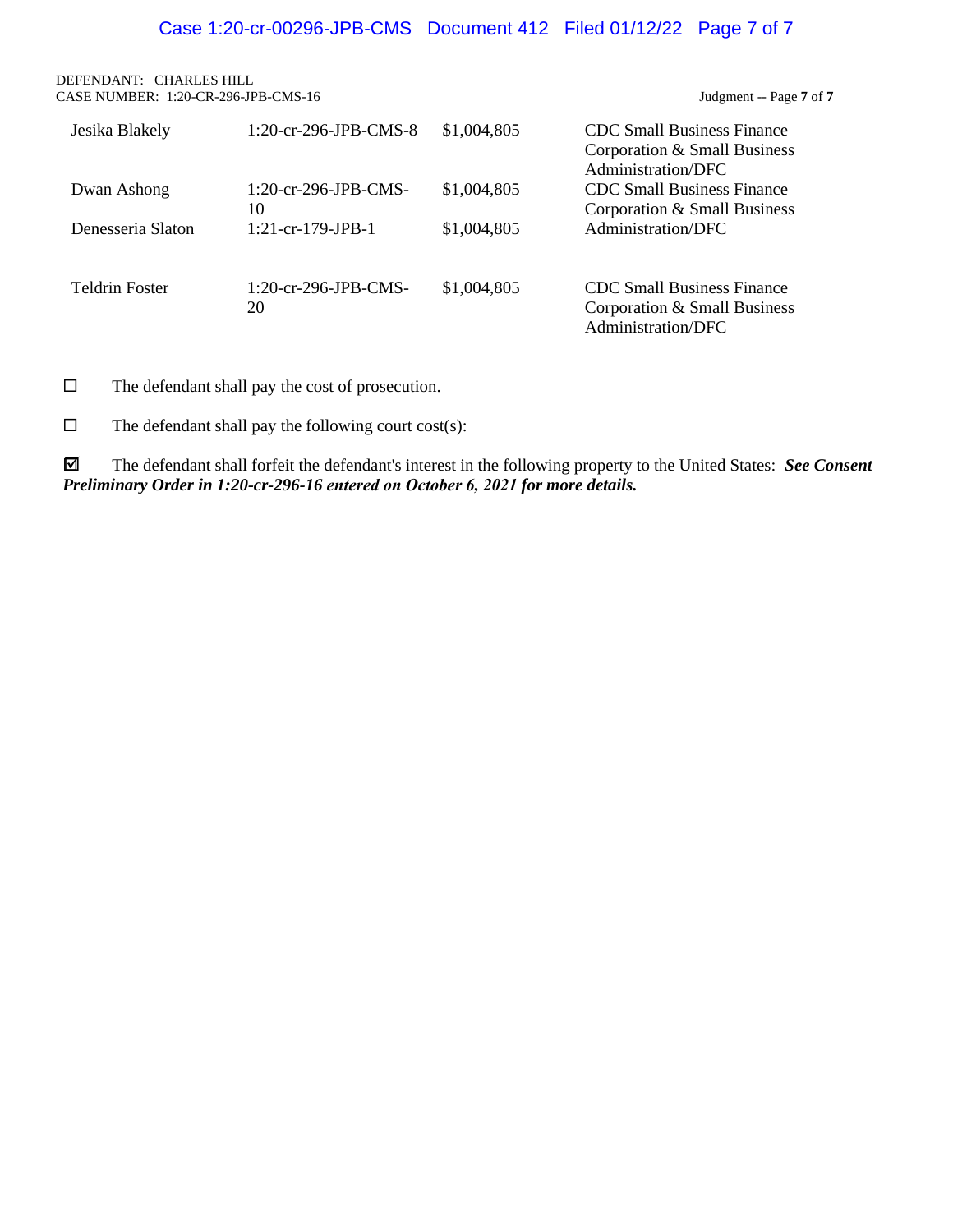DEFENDANT: CHARLES HILL
CASE NUMBER: 1:20-CR-296-JPB-CMS-16

| | | | |
|---|---|---|---|
| Jesika Blakely | 1:20-cr-296-JPB-CMS-8 | $1,004,805 | CDC Small Business Finance Corporation & Small Business Administration/DFC |
| Dwan Ashong | 1:20-cr-296-JPB-CMS-10 | $1,004,805 | CDC Small Business Finance Corporation & Small Business Administration/DFC |
| Denesseria Slaton | 1:21-cr-179-JPB-1 | $1,004,805 | |
| Teldrin Foster | 1:20-cr-296-JPB-CMS-20 | $1,004,805 | CDC Small Business Finance Corporation & Small Business Administration/DFC |

☐ The defendant shall pay the cost of prosecution.

☐ The defendant shall pay the following court cost(s):

☑ The defendant shall forfeit the defendant's interest in the following property to the United States: ***See Consent Preliminary Order in 1:20-cr-296-16 entered on October 6, 2021 for more details.***